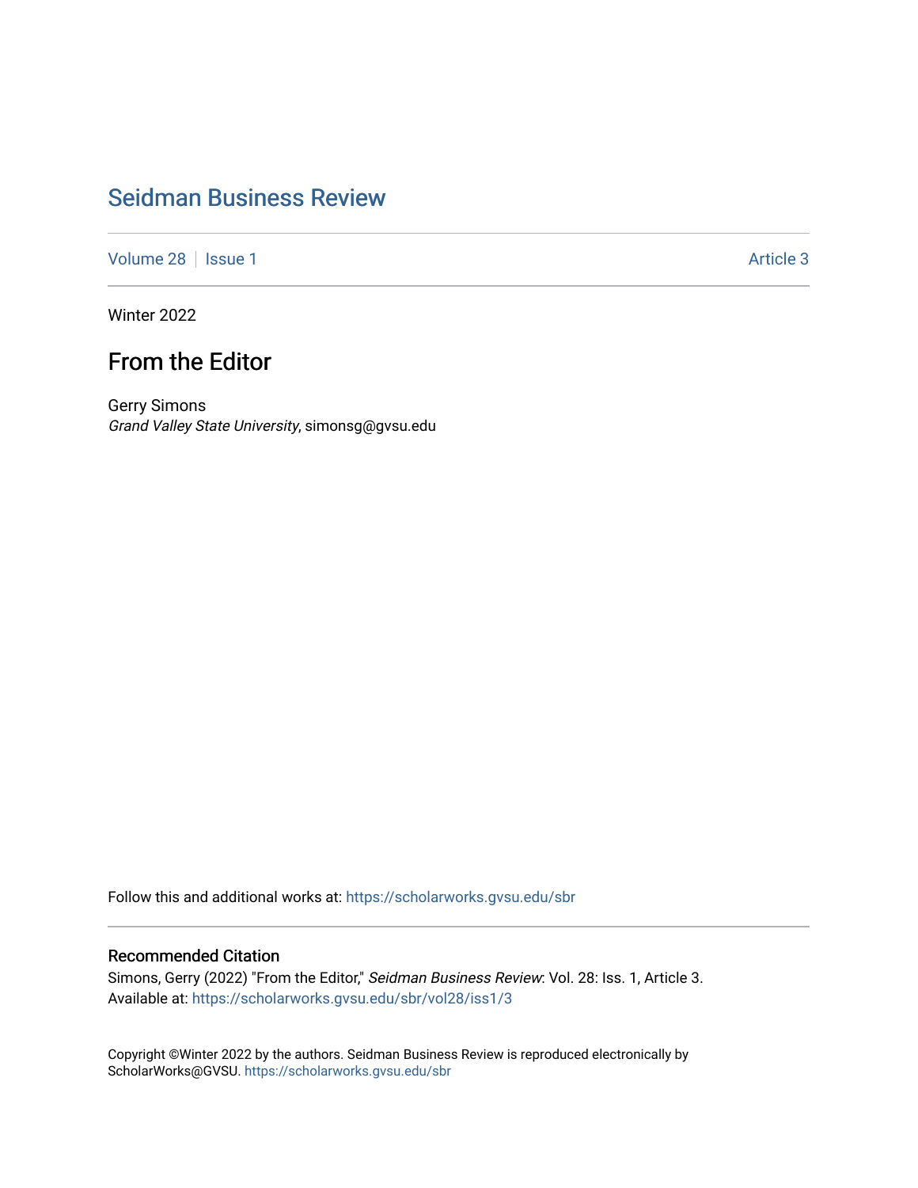# Seidman Business Review

Volume 28 | Issue 1 | Article 3

Winter 2022

## From the Editor

Gerry Simons
*Grand Valley State University*, simonsg@gvsu.edu

Follow this and additional works at: https://scholarworks.gvsu.edu/sbr

### Recommended Citation

Simons, Gerry (2022) "From the Editor," *Seidman Business Review*: Vol. 28: Iss. 1, Article 3.
Available at: https://scholarworks.gvsu.edu/sbr/vol28/iss1/3

Copyright ©Winter 2022 by the authors. Seidman Business Review is reproduced electronically by ScholarWorks@GVSU. https://scholarworks.gvsu.edu/sbr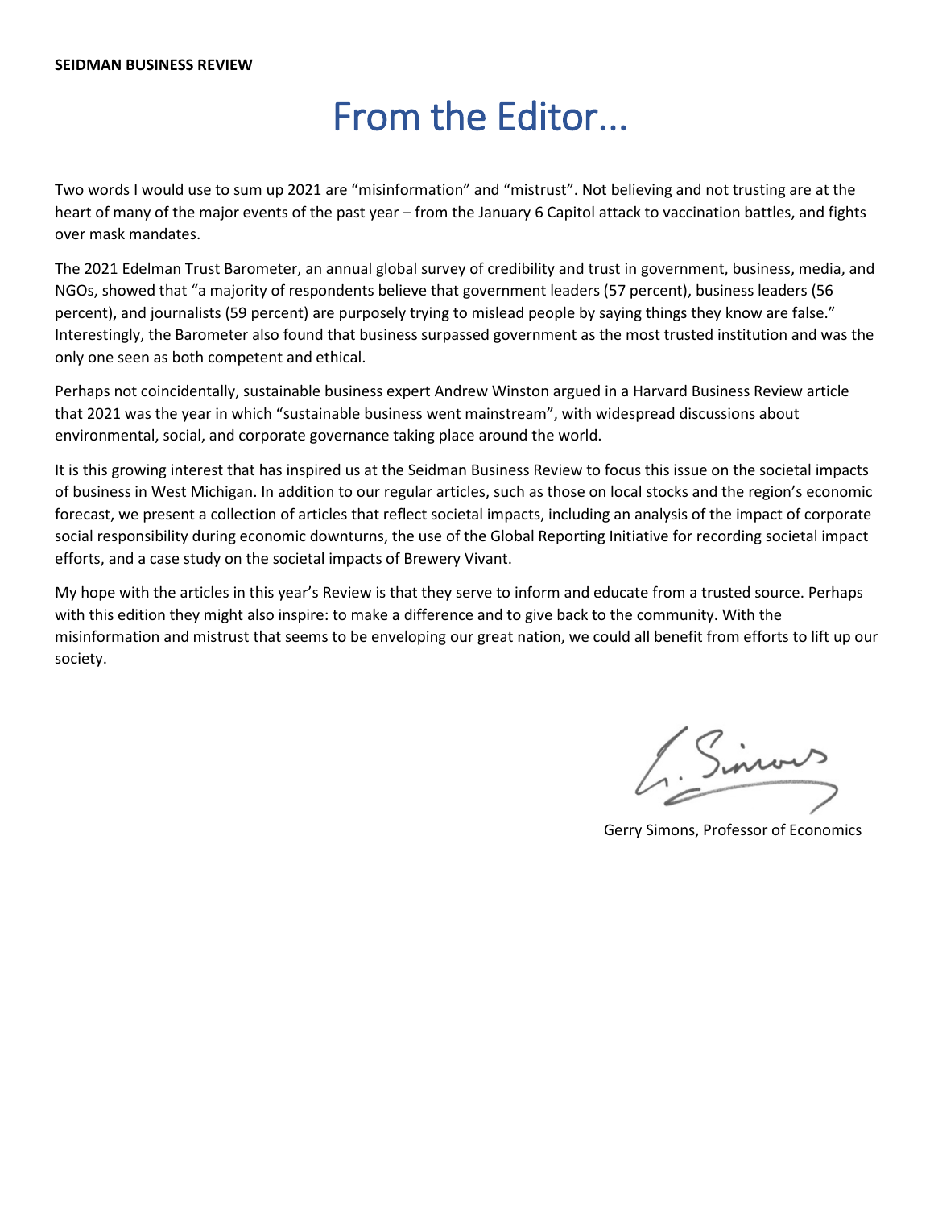# From the Editor…

Two words I would use to sum up 2021 are "misinformation" and "mistrust". Not believing and not trusting are at the heart of many of the major events of the past year – from the January 6 Capitol attack to vaccination battles, and fights over mask mandates.

The 2021 Edelman Trust Barometer, an annual global survey of credibility and trust in government, business, media, and NGOs, showed that "a majority of respondents believe that government leaders (57 percent), business leaders (56 percent), and journalists (59 percent) are purposely trying to mislead people by saying things they know are false." Interestingly, the Barometer also found that business surpassed government as the most trusted institution and was the only one seen as both competent and ethical.

Perhaps not coincidentally, sustainable business expert Andrew Winston argued in a Harvard Business Review article that 2021 was the year in which "sustainable business went mainstream", with widespread discussions about environmental, social, and corporate governance taking place around the world.

It is this growing interest that has inspired us at the Seidman Business Review to focus this issue on the societal impacts of business in West Michigan. In addition to our regular articles, such as those on local stocks and the region's economic forecast, we present a collection of articles that reflect societal impacts, including an analysis of the impact of corporate social responsibility during economic downturns, the use of the Global Reporting Initiative for recording societal impact efforts, and a case study on the societal impacts of Brewery Vivant.

My hope with the articles in this year's Review is that they serve to inform and educate from a trusted source. Perhaps with this edition they might also inspire: to make a difference and to give back to the community. With the misinformation and mistrust that seems to be enveloping our great nation, we could all benefit from efforts to lift up our society.

G. Simons

Gerry Simons, Professor of Economics